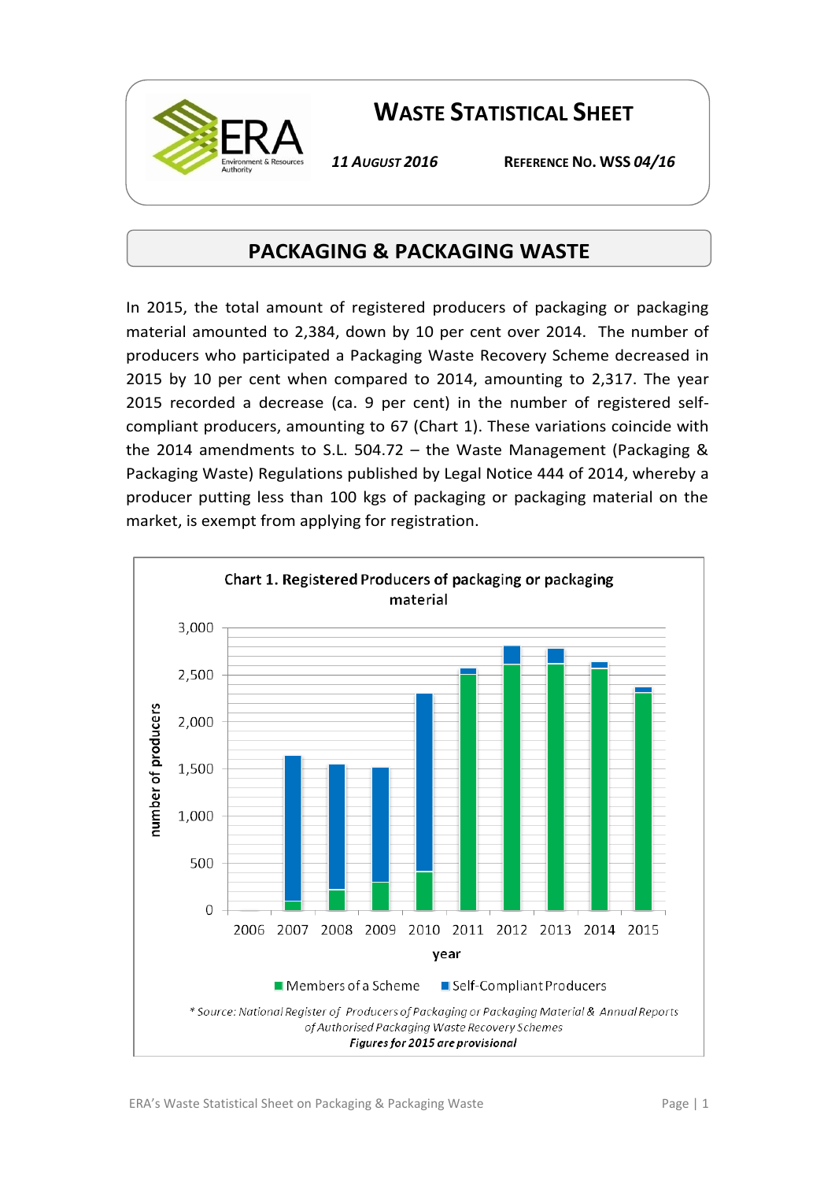# WASTE STATISTICAL SHEET

*11 AUGUST 2016* **REFERENCE NO. WSS *04/16***

## PACKAGING & PACKAGING WASTE

In 2015, the total amount of registered producers of packaging or packaging material amounted to 2,384, down by 10 per cent over 2014. The number of producers who participated a Packaging Waste Recovery Scheme decreased in 2015 by 10 per cent when compared to 2014, amounting to 2,317. The year 2015 recorded a decrease (ca. 9 per cent) in the number of registered self-compliant producers, amounting to 67 (Chart 1). These variations coincide with the 2014 amendments to S.L. 504.72 – the Waste Management (Packaging & Packaging Waste) Regulations published by Legal Notice 444 of 2014, whereby a producer putting less than 100 kgs of packaging or packaging material on the market, is exempt from applying for registration.

Chart 1. Registered Producers of packaging or packaging material

*\* Source: National Register of Producers of Packaging or Packaging Material & Annual Reports of Authorised Packaging Waste Recovery Schemes*

***Figures for 2015 are provisional***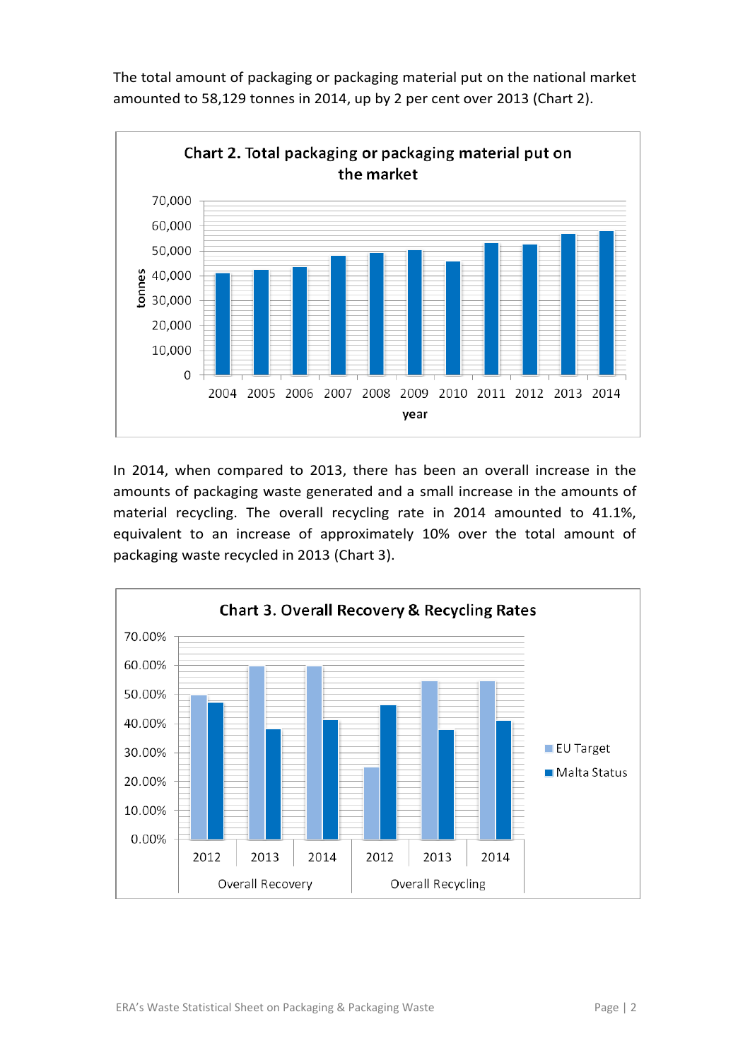The total amount of packaging or packaging material put on the national market amounted to 58,129 tonnes in 2014, up by 2 per cent over 2013 (Chart 2).

**Chart 2. Total packaging or packaging material put on the market**

In 2014, when compared to 2013, there has been an overall increase in the amounts of packaging waste generated and a small increase in the amounts of material recycling. The overall recycling rate in 2014 amounted to 41.1%, equivalent to an increase of approximately 10% over the total amount of packaging waste recycled in 2013 (Chart 3).

**Chart 3. Overall Recovery & Recycling Rates**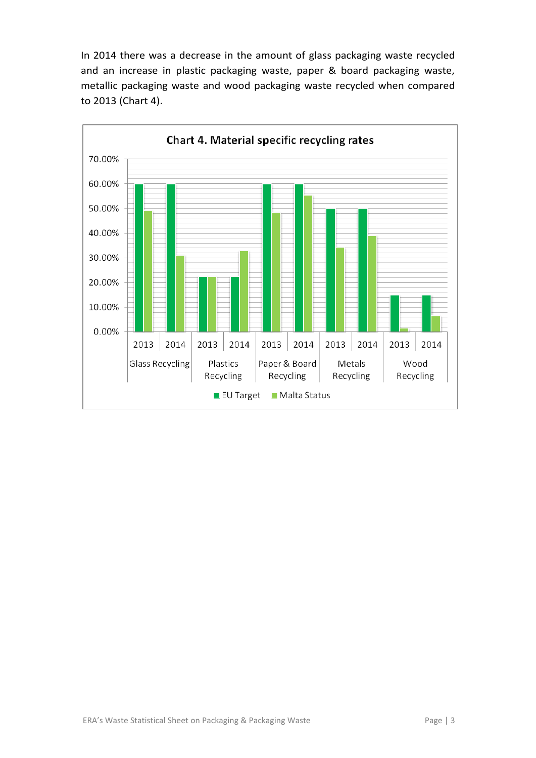In 2014 there was a decrease in the amount of glass packaging waste recycled and an increase in plastic packaging waste, paper & board packaging waste, metallic packaging waste and wood packaging waste recycled when compared to 2013 (Chart 4).

**Chart 4. Material specific recycling rates**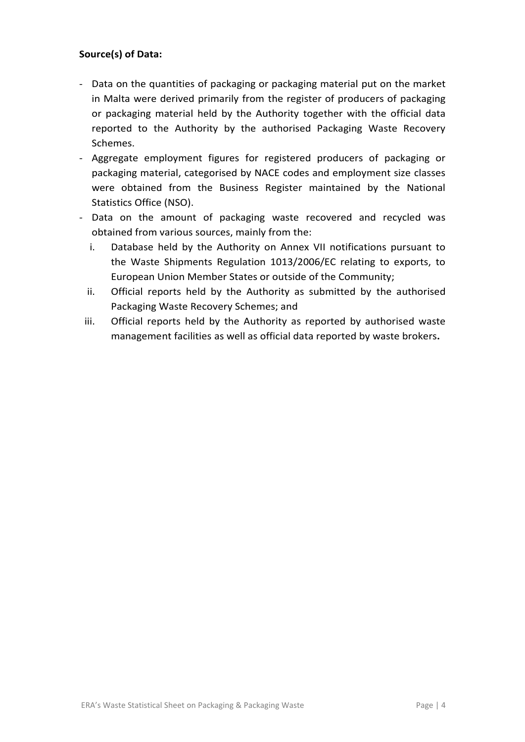**Source(s) of Data:**

- Data on the quantities of packaging or packaging material put on the market in Malta were derived primarily from the register of producers of packaging or packaging material held by the Authority together with the official data reported to the Authority by the authorised Packaging Waste Recovery Schemes.
- Aggregate employment figures for registered producers of packaging or packaging material, categorised by NACE codes and employment size classes were obtained from the Business Register maintained by the National Statistics Office (NSO).
- Data on the amount of packaging waste recovered and recycled was obtained from various sources, mainly from the:
  i. Database held by the Authority on Annex VII notifications pursuant to the Waste Shipments Regulation 1013/2006/EC relating to exports, to European Union Member States or outside of the Community;
  ii. Official reports held by the Authority as submitted by the authorised Packaging Waste Recovery Schemes; and
  iii. Official reports held by the Authority as reported by authorised waste management facilities as well as official data reported by waste brokers**.**